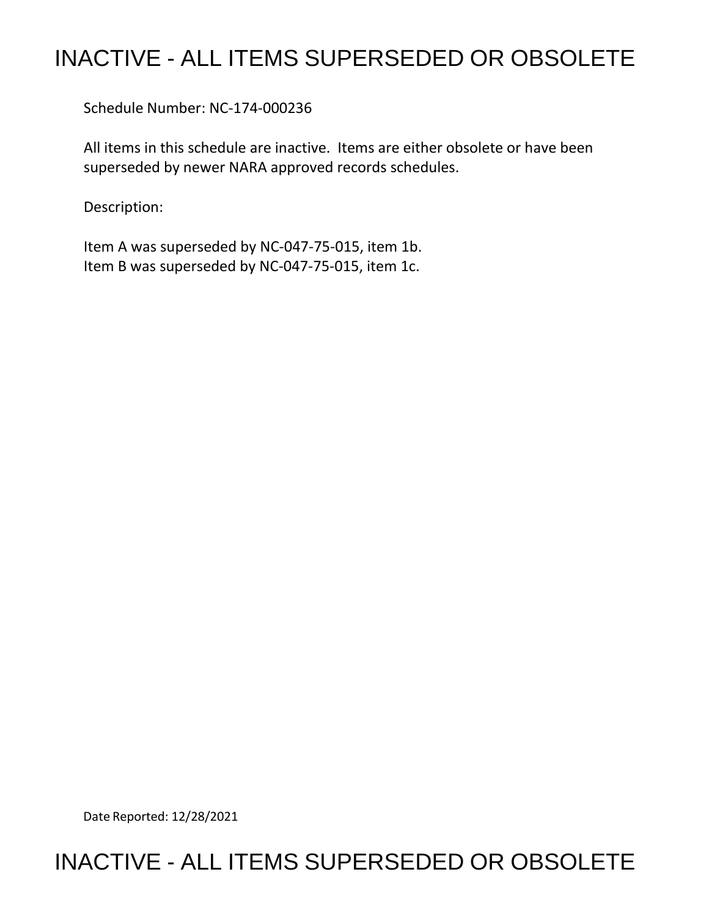# INACTIVE - ALL ITEMS SUPERSEDED OR OBSOLETE

Schedule Number: NC-174-000236

All items in this schedule are inactive. Items are either obsolete or have been superseded by newer NARA approved records schedules.

Description:

Item A was superseded by NC-047-75-015, item 1b.
Item B was superseded by NC-047-75-015, item 1c.

Date Reported: 12/28/2021

# INACTIVE - ALL ITEMS SUPERSEDED OR OBSOLETE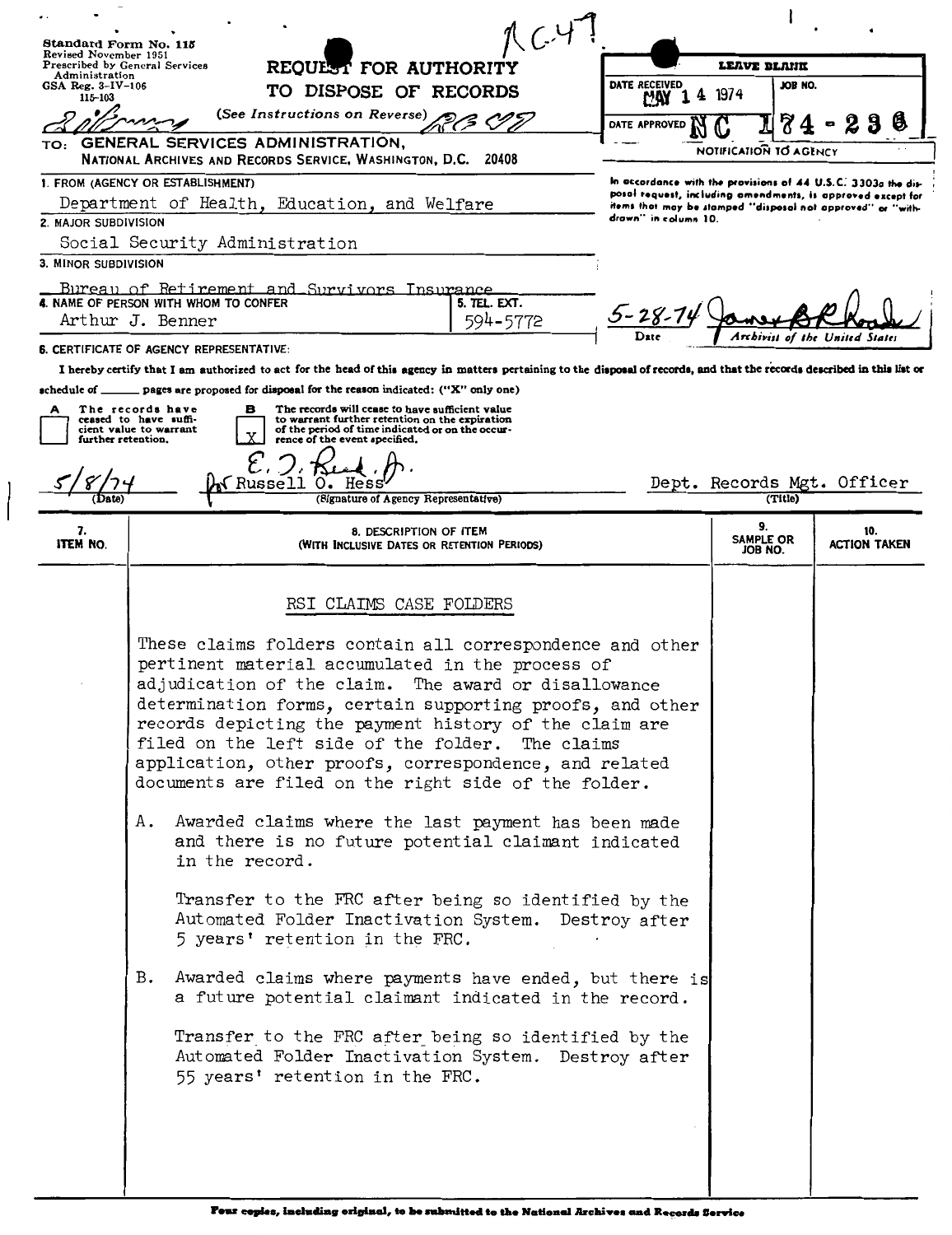Standard Form No. 115
Revised November 1951
Prescribed by General Services Administration
GSA Reg. 3-IV-106
115-103

NC-47

# REQUEST FOR AUTHORITY TO DISPOSE OF RECORDS

(See Instructions on Reverse)

TO: GENERAL SERVICES ADMINISTRATION, NATIONAL ARCHIVES AND RECORDS SERVICE, WASHINGTON, D.C. 20408

| LEAVE BLANK | |
|---|---|
| DATE RECEIVED MAY 14 1974 | JOB NO. |
| DATE APPROVED | NC 174-236 |

NOTIFICATION TO AGENCY

In accordance with the provisions of 44 U.S.C. 3303a the disposal request, including amendments, is approved except for items that may be stamped "disposal not approved" or "withdrawn" in column 10.

5-28-74 — Date — Archivist of the United States

1. FROM (AGENCY OR ESTABLISHMENT)
Department of Health, Education, and Welfare

2. MAJOR SUBDIVISION
Social Security Administration

3. MINOR SUBDIVISION
Bureau of Retirement and Survivors Insurance

4. NAME OF PERSON WITH WHOM TO CONFER
Arthur J. Benner

5. TEL. EXT.
594-5772

6. CERTIFICATE OF AGENCY REPRESENTATIVE:

I hereby certify that I am authorized to act for the head of this agency in matters pertaining to the disposal of records, and that the records described in this list or schedule of ______ pages are proposed for disposal for the reason indicated: ("X" only one)

- [ ] A The records have ceased to have sufficient value to warrant further retention.
- [X] B The records will cease to have sufficient value to warrant further retention on the expiration of the period of time indicated or on the occurrence of the event specified.

5/8/74 (Date) — E. J. Reed, Jr. for Russell O. Hess (Signature of Agency Representative) — Dept. Records Mgt. Officer (Title)

| 7. ITEM NO. | 8. DESCRIPTION OF ITEM (WITH INCLUSIVE DATES OR RETENTION PERIODS) | 9. SAMPLE OR JOB NO. | 10. ACTION TAKEN |
|---|---|---|---|
| | RSI CLAIMS CASE FOLDERS | | |

RSI CLAIMS CASE FOLDERS

These claims folders contain all correspondence and other pertinent material accumulated in the process of adjudication of the claim. The award or disallowance determination forms, certain supporting proofs, and other records depicting the payment history of the claim are filed on the left side of the folder. The claims application, other proofs, correspondence, and related documents are filed on the right side of the folder.

A. Awarded claims where the last payment has been made and there is no future potential claimant indicated in the record.

Transfer to the FRC after being so identified by the Automated Folder Inactivation System. Destroy after 5 years' retention in the FRC.

B. Awarded claims where payments have ended, but there is a future potential claimant indicated in the record.

Transfer to the FRC after being so identified by the Automated Folder Inactivation System. Destroy after 55 years' retention in the FRC.

Four copies, including original, to be submitted to the National Archives and Records Service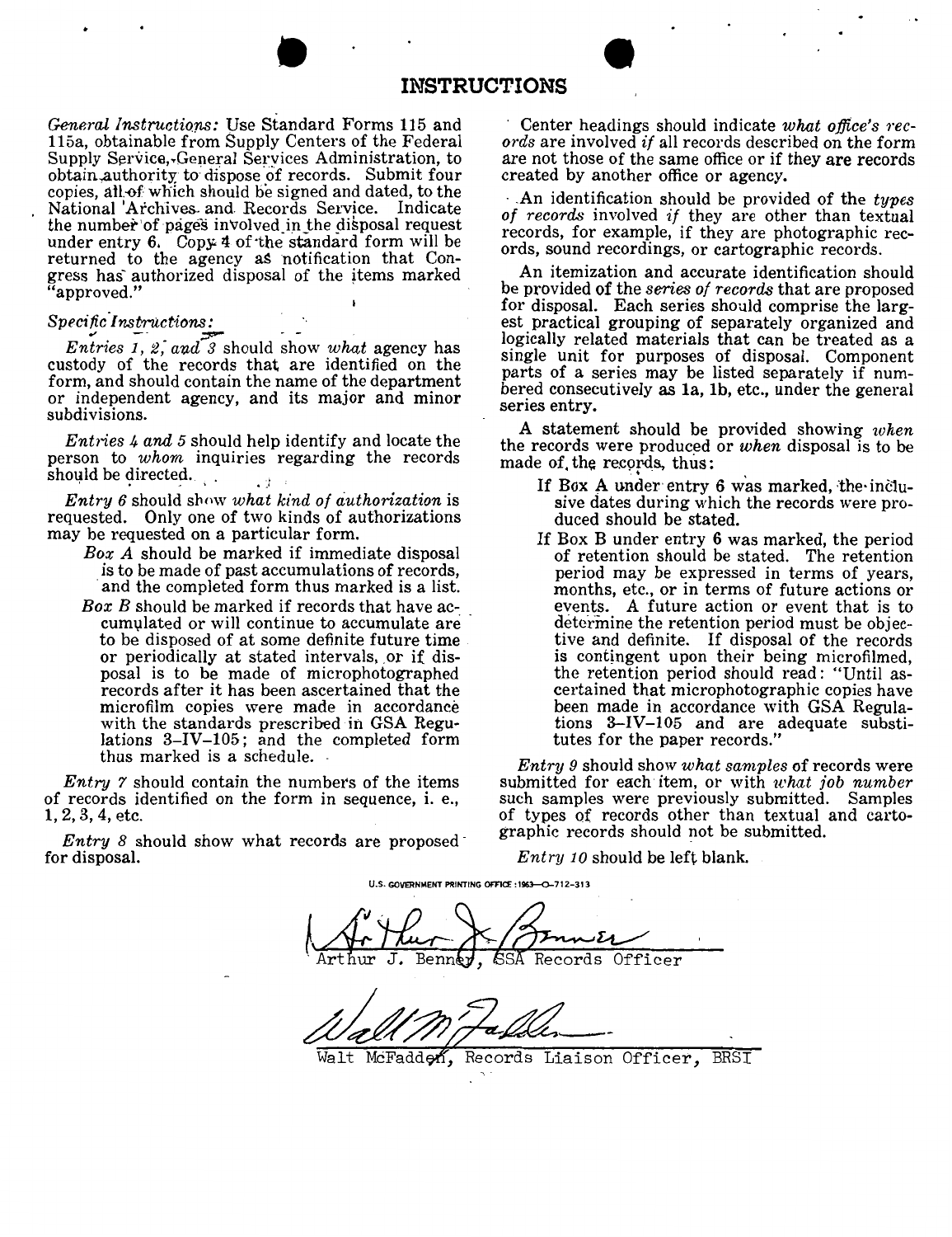# INSTRUCTIONS

*General Instructions:* Use Standard Forms 115 and 115a, obtainable from Supply Centers of the Federal Supply Service, General Services Administration, to obtain authority to dispose of records. Submit four copies, all of which should be signed and dated, to the National Archives and Records Service. Indicate the number of pages involved in the disposal request under entry 6. Copy 4 of the standard form will be returned to the agency as notification that Congress has authorized disposal of the items marked "approved."

*Specific Instructions:*

*Entries 1, 2, and 3* should show *what* agency has custody of the records that are identified on the form, and should contain the name of the department or independent agency, and its major and minor subdivisions.

*Entries 4 and 5* should help identify and locate the person to *whom* inquiries regarding the records should be directed.

*Entry 6* should show *what kind of authorization* is requested. Only one of two kinds of authorizations may be requested on a particular form.

*Box A* should be marked if immediate disposal is to be made of past accumulations of records, and the completed form thus marked is a list.

*Box B* should be marked if records that have accumulated or will continue to accumulate are to be disposed of at some definite future time or periodically at stated intervals, or if disposal is to be made of microphotographed records after it has been ascertained that the microfilm copies were made in accordance with the standards prescribed in GSA Regulations 3–IV–105; and the completed form thus marked is a schedule.

*Entry 7* should contain the numbers of the items of records identified on the form in sequence, i. e., 1, 2, 3, 4, etc.

*Entry 8* should show what records are proposed for disposal.

Center headings should indicate *what office's records* are involved *if* all records described on the form are not those of the same office or if they are records created by another office or agency.

An identification should be provided of the *types of records* involved *if* they are other than textual records, for example, if they are photographic records, sound recordings, or cartographic records.

An itemization and accurate identification should be provided of the *series of records* that are proposed for disposal. Each series should comprise the largest practical grouping of separately organized and logically related materials that can be treated as a single unit for purposes of disposal. Component parts of a series may be listed separately if numbered consecutively as 1a, 1b, etc., under the general series entry.

A statement should be provided showing *when* the records were produced or *when* disposal is to be made of the records, thus:

If Box A under entry 6 was marked, the inclusive dates during which the records were produced should be stated.

If Box B under entry 6 was marked, the period of retention should be stated. The retention period may be expressed in terms of years, months, etc., or in terms of future actions or events. A future action or event that is to determine the retention period must be objective and definite. If disposal of the records is contingent upon their being microfilmed, the retention period should read: "Until ascertained that microphotographic copies have been made in accordance with GSA Regulations 3–IV–105 and are adequate substitutes for the paper records."

*Entry 9* should show *what samples* of records were submitted for each item, or with *what job number* such samples were previously submitted. Samples of types of records other than textual and cartographic records should not be submitted.

*Entry 10* should be left blank.

U.S. GOVERNMENT PRINTING OFFICE : 1963—O-712-313

Arthur J. Benner, SSA Records Officer

Walt McFadden, Records Liaison Officer, BRSI